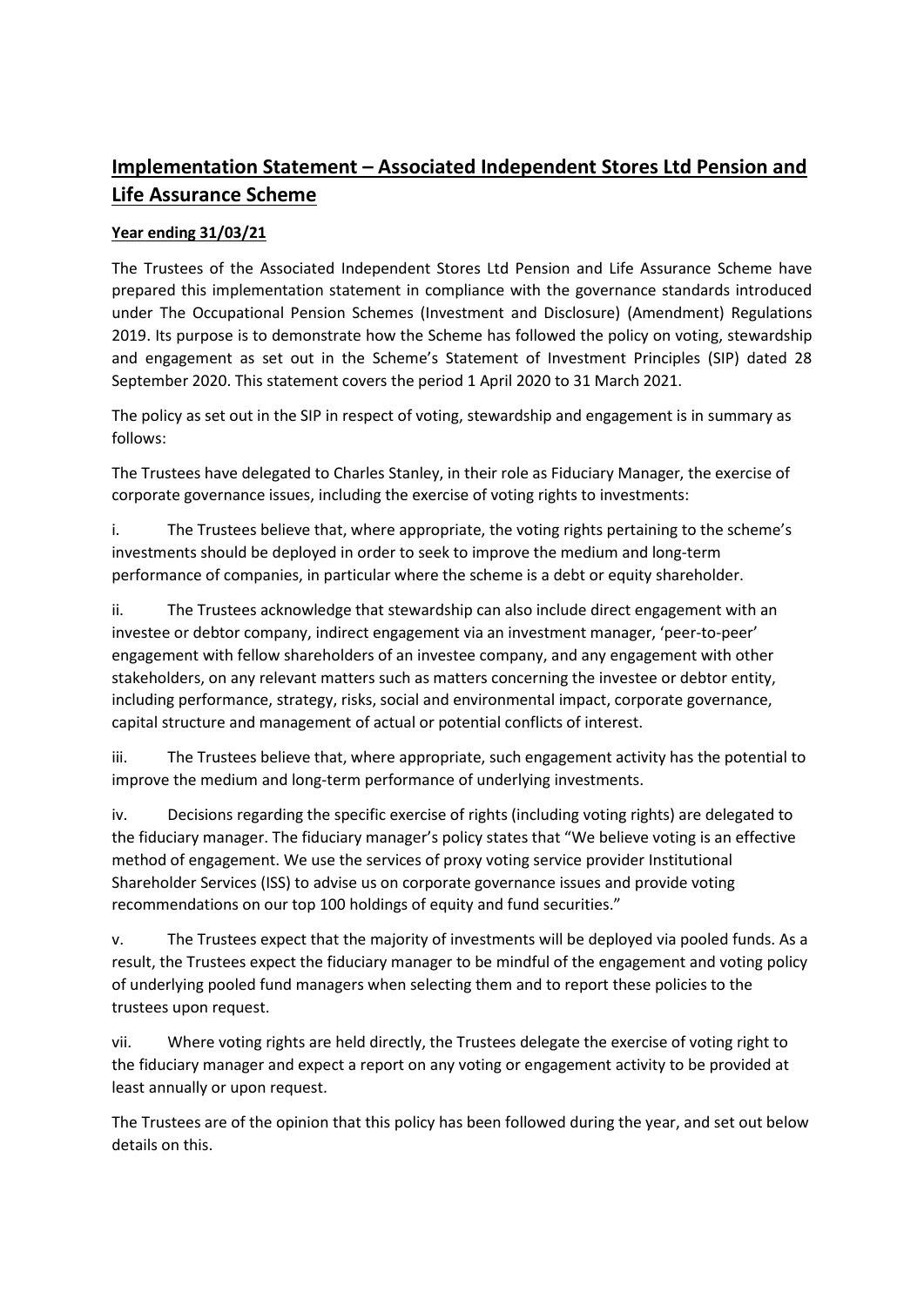# Implementation Statement – Associated Independent Stores Ltd Pension and Life Assurance Scheme

**Year ending 31/03/21**

The Trustees of the Associated Independent Stores Ltd Pension and Life Assurance Scheme have prepared this implementation statement in compliance with the governance standards introduced under The Occupational Pension Schemes (Investment and Disclosure) (Amendment) Regulations 2019. Its purpose is to demonstrate how the Scheme has followed the policy on voting, stewardship and engagement as set out in the Scheme's Statement of Investment Principles (SIP) dated 28 September 2020. This statement covers the period 1 April 2020 to 31 March 2021.

The policy as set out in the SIP in respect of voting, stewardship and engagement is in summary as follows:

The Trustees have delegated to Charles Stanley, in their role as Fiduciary Manager, the exercise of corporate governance issues, including the exercise of voting rights to investments:

i. The Trustees believe that, where appropriate, the voting rights pertaining to the scheme's investments should be deployed in order to seek to improve the medium and long-term performance of companies, in particular where the scheme is a debt or equity shareholder.

ii. The Trustees acknowledge that stewardship can also include direct engagement with an investee or debtor company, indirect engagement via an investment manager, 'peer-to-peer' engagement with fellow shareholders of an investee company, and any engagement with other stakeholders, on any relevant matters such as matters concerning the investee or debtor entity, including performance, strategy, risks, social and environmental impact, corporate governance, capital structure and management of actual or potential conflicts of interest.

iii. The Trustees believe that, where appropriate, such engagement activity has the potential to improve the medium and long-term performance of underlying investments.

iv. Decisions regarding the specific exercise of rights (including voting rights) are delegated to the fiduciary manager. The fiduciary manager's policy states that "We believe voting is an effective method of engagement. We use the services of proxy voting service provider Institutional Shareholder Services (ISS) to advise us on corporate governance issues and provide voting recommendations on our top 100 holdings of equity and fund securities."

v. The Trustees expect that the majority of investments will be deployed via pooled funds. As a result, the Trustees expect the fiduciary manager to be mindful of the engagement and voting policy of underlying pooled fund managers when selecting them and to report these policies to the trustees upon request.

vii. Where voting rights are held directly, the Trustees delegate the exercise of voting right to the fiduciary manager and expect a report on any voting or engagement activity to be provided at least annually or upon request.

The Trustees are of the opinion that this policy has been followed during the year, and set out below details on this.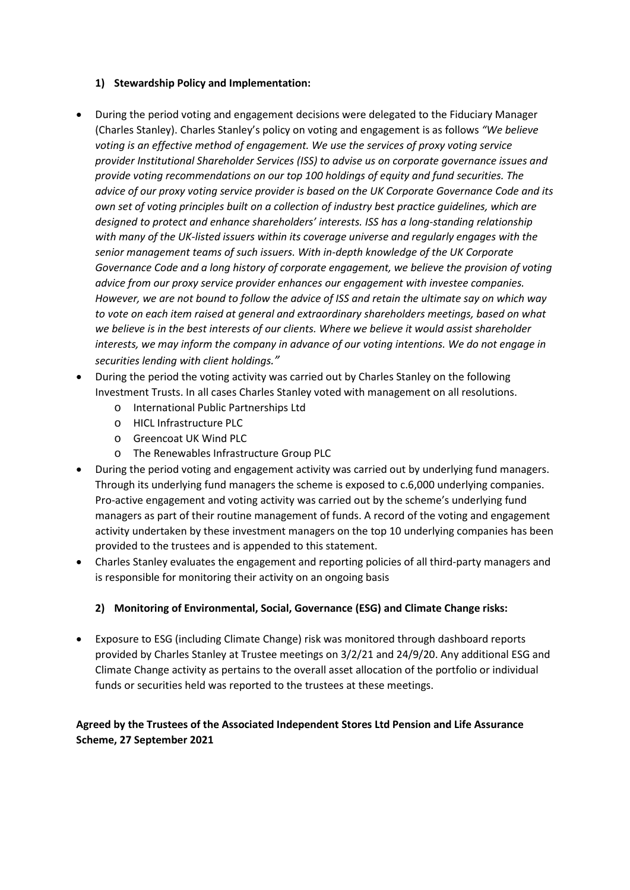## 1) Stewardship Policy and Implementation:

- During the period voting and engagement decisions were delegated to the Fiduciary Manager (Charles Stanley). Charles Stanley's policy on voting and engagement is as follows *"We believe voting is an effective method of engagement. We use the services of proxy voting service provider Institutional Shareholder Services (ISS) to advise us on corporate governance issues and provide voting recommendations on our top 100 holdings of equity and fund securities. The advice of our proxy voting service provider is based on the UK Corporate Governance Code and its own set of voting principles built on a collection of industry best practice guidelines, which are designed to protect and enhance shareholders' interests. ISS has a long-standing relationship with many of the UK-listed issuers within its coverage universe and regularly engages with the senior management teams of such issuers. With in-depth knowledge of the UK Corporate Governance Code and a long history of corporate engagement, we believe the provision of voting advice from our proxy service provider enhances our engagement with investee companies. However, we are not bound to follow the advice of ISS and retain the ultimate say on which way to vote on each item raised at general and extraordinary shareholders meetings, based on what we believe is in the best interests of our clients. Where we believe it would assist shareholder interests, we may inform the company in advance of our voting intentions. We do not engage in securities lending with client holdings."*
- During the period the voting activity was carried out by Charles Stanley on the following Investment Trusts. In all cases Charles Stanley voted with management on all resolutions.
  - International Public Partnerships Ltd
  - HICL Infrastructure PLC
  - Greencoat UK Wind PLC
  - The Renewables Infrastructure Group PLC
- During the period voting and engagement activity was carried out by underlying fund managers. Through its underlying fund managers the scheme is exposed to c.6,000 underlying companies. Pro-active engagement and voting activity was carried out by the scheme's underlying fund managers as part of their routine management of funds. A record of the voting and engagement activity undertaken by these investment managers on the top 10 underlying companies has been provided to the trustees and is appended to this statement.
- Charles Stanley evaluates the engagement and reporting policies of all third-party managers and is responsible for monitoring their activity on an ongoing basis

## 2) Monitoring of Environmental, Social, Governance (ESG) and Climate Change risks:

- Exposure to ESG (including Climate Change) risk was monitored through dashboard reports provided by Charles Stanley at Trustee meetings on 3/2/21 and 24/9/20. Any additional ESG and Climate Change activity as pertains to the overall asset allocation of the portfolio or individual funds or securities held was reported to the trustees at these meetings.

**Agreed by the Trustees of the Associated Independent Stores Ltd Pension and Life Assurance Scheme, 27 September 2021**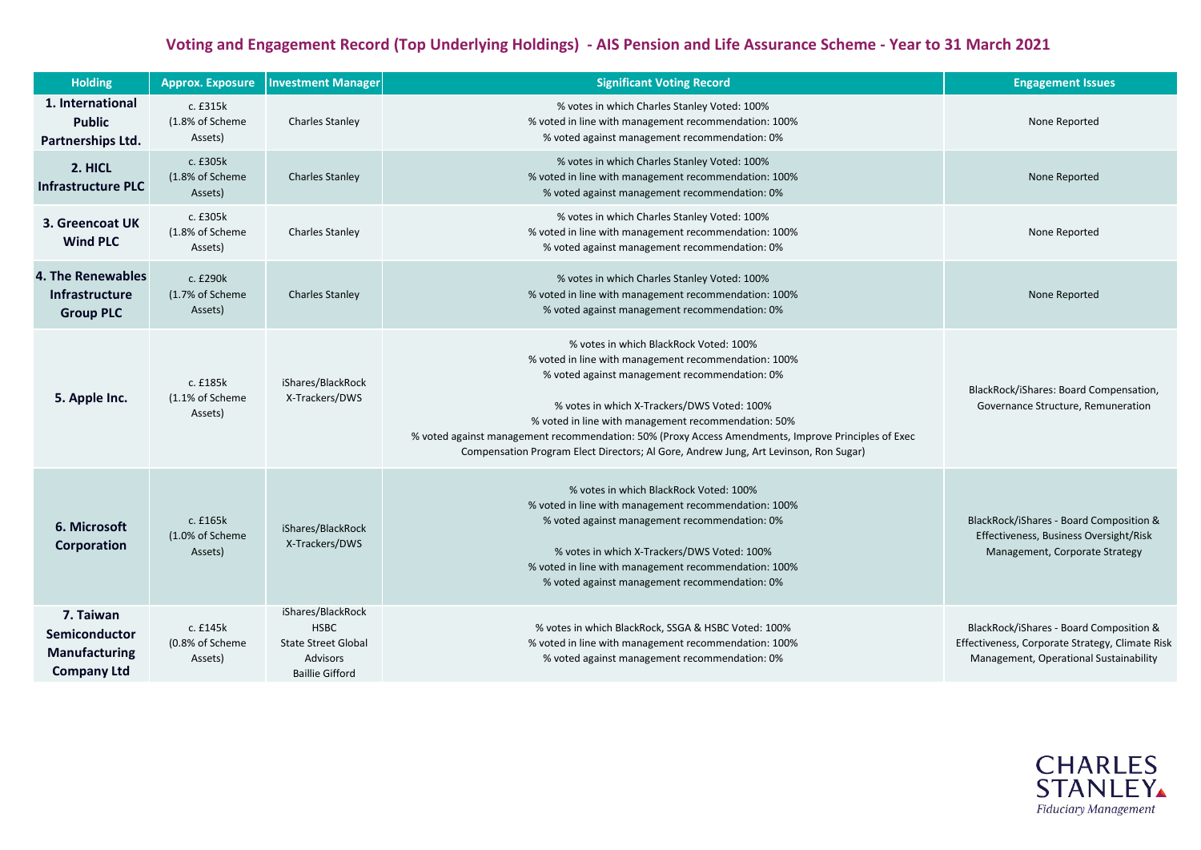# Voting and Engagement Record (Top Underlying Holdings) - AIS Pension and Life Assurance Scheme - Year to 31 March 2021

| Holding | Approx. Exposure | Investment Manager | Significant Voting Record | Engagement Issues |
|---|---|---|---|---|
| **1. International Public Partnerships Ltd.** | c. £315k (1.8% of Scheme Assets) | Charles Stanley | % votes in which Charles Stanley Voted: 100%<br>% voted in line with management recommendation: 100%<br>% voted against management recommendation: 0% | None Reported |
| **2. HICL Infrastructure PLC** | c. £305k (1.8% of Scheme Assets) | Charles Stanley | % votes in which Charles Stanley Voted: 100%<br>% voted in line with management recommendation: 100%<br>% voted against management recommendation: 0% | None Reported |
| **3. Greencoat UK Wind PLC** | c. £305k (1.8% of Scheme Assets) | Charles Stanley | % votes in which Charles Stanley Voted: 100%<br>% voted in line with management recommendation: 100%<br>% voted against management recommendation: 0% | None Reported |
| **4. The Renewables Infrastructure Group PLC** | c. £290k (1.7% of Scheme Assets) | Charles Stanley | % votes in which Charles Stanley Voted: 100%<br>% voted in line with management recommendation: 100%<br>% voted against management recommendation: 0% | None Reported |
| **5. Apple Inc.** | c. £185k (1.1% of Scheme Assets) | iShares/BlackRock<br>X-Trackers/DWS | % votes in which BlackRock Voted: 100%<br>% voted in line with management recommendation: 100%<br>% voted against management recommendation: 0%<br><br>% votes in which X-Trackers/DWS Voted: 100%<br>% voted in line with management recommendation: 50%<br>% voted against management recommendation: 50% (Proxy Access Amendments, Improve Principles of Exec Compensation Program Elect Directors; Al Gore, Andrew Jung, Art Levinson, Ron Sugar) | BlackRock/iShares: Board Compensation, Governance Structure, Remuneration |
| **6. Microsoft Corporation** | c. £165k (1.0% of Scheme Assets) | iShares/BlackRock<br>X-Trackers/DWS | % votes in which BlackRock Voted: 100%<br>% voted in line with management recommendation: 100%<br>% voted against management recommendation: 0%<br><br>% votes in which X-Trackers/DWS Voted: 100%<br>% voted in line with management recommendation: 100%<br>% voted against management recommendation: 0% | BlackRock/iShares - Board Composition & Effectiveness, Business Oversight/Risk Management, Corporate Strategy |
| **7. Taiwan Semiconductor Manufacturing Company Ltd** | c. £145k (0.8% of Scheme Assets) | iShares/BlackRock<br>HSBC<br>State Street Global Advisors<br>Baillie Gifford | % votes in which BlackRock, SSGA & HSBC Voted: 100%<br>% voted in line with management recommendation: 100%<br>% voted against management recommendation: 0% | BlackRock/iShares - Board Composition & Effectiveness, Corporate Strategy, Climate Risk Management, Operational Sustainability |

CHARLES STANLEY
*Fiduciary Management*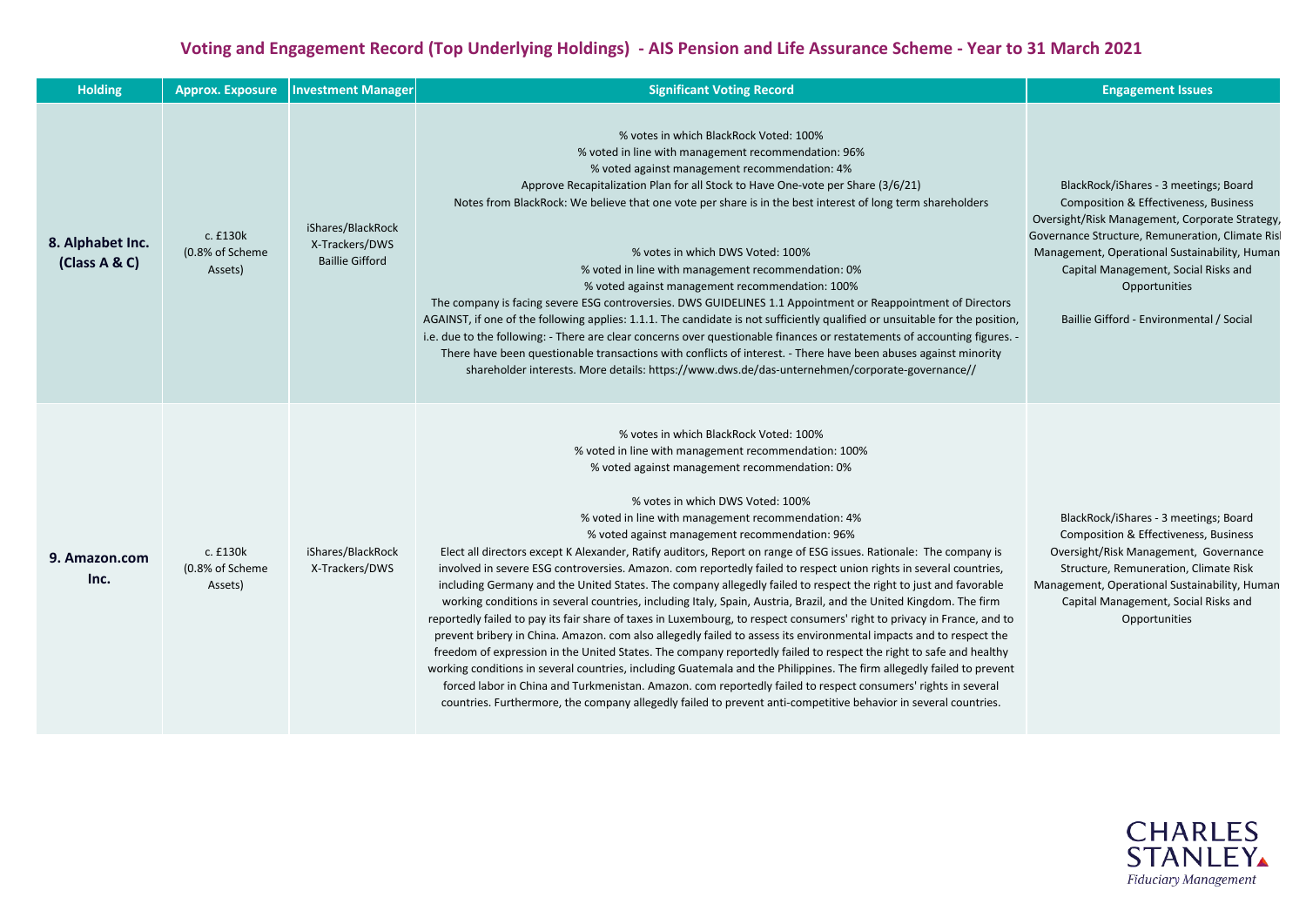## Voting and Engagement Record (Top Underlying Holdings) - AIS Pension and Life Assurance Scheme - Year to 31 March 2021

| Holding | Approx. Exposure | Investment Manager | Significant Voting Record | Engagement Issues |
|---|---|---|---|---|
| **8. Alphabet Inc. (Class A & C)** | c. £130k (0.8% of Scheme Assets) | iShares/BlackRock X-Trackers/DWS Baillie Gifford | % votes in which BlackRock Voted: 100%<br>% voted in line with management recommendation: 96%<br>% voted against management recommendation: 4%<br>Approve Recapitalization Plan for all Stock to Have One-vote per Share (3/6/21)<br>Notes from BlackRock: We believe that one vote per share is in the best interest of long term shareholders<br><br>% votes in which DWS Voted: 100%<br>% voted in line with management recommendation: 0%<br>% voted against management recommendation: 100%<br>The company is facing severe ESG controversies. DWS GUIDELINES 1.1 Appointment or Reappointment of Directors AGAINST, if one of the following applies: 1.1.1. The candidate is not sufficiently qualified or unsuitable for the position, i.e. due to the following: - There are clear concerns over questionable finances or restatements of accounting figures. - There have been questionable transactions with conflicts of interest. - There have been abuses against minority shareholder interests. More details: https://www.dws.de/das-unternehmen/corporate-governance// | BlackRock/iShares - 3 meetings; Board Composition & Effectiveness, Business Oversight/Risk Management, Corporate Strategy, Governance Structure, Remuneration, Climate Risk Management, Operational Sustainability, Human Capital Management, Social Risks and Opportunities<br><br>Baillie Gifford - Environmental / Social |
| **9. Amazon.com Inc.** | c. £130k (0.8% of Scheme Assets) | iShares/BlackRock X-Trackers/DWS | % votes in which BlackRock Voted: 100%<br>% voted in line with management recommendation: 100%<br>% voted against management recommendation: 0%<br><br>% votes in which DWS Voted: 100%<br>% voted in line with management recommendation: 4%<br>% voted against management recommendation: 96%<br>Elect all directors except K Alexander, Ratify auditors, Report on range of ESG issues. Rationale: The company is involved in severe ESG controversies. Amazon. com reportedly failed to respect union rights in several countries, including Germany and the United States. The company allegedly failed to respect the right to just and favorable working conditions in several countries, including Italy, Spain, Austria, Brazil, and the United Kingdom. The firm reportedly failed to pay its fair share of taxes in Luxembourg, to respect consumers' right to privacy in France, and to prevent bribery in China. Amazon. com also allegedly failed to assess its environmental impacts and to respect the freedom of expression in the United States. The company reportedly failed to respect the right to safe and healthy working conditions in several countries, including Guatemala and the Philippines. The firm allegedly failed to prevent forced labor in China and Turkmenistan. Amazon. com reportedly failed to respect consumers' rights in several countries. Furthermore, the company allegedly failed to prevent anti-competitive behavior in several countries. | BlackRock/iShares - 3 meetings; Board Composition & Effectiveness, Business Oversight/Risk Management, Governance Structure, Remuneration, Climate Risk Management, Operational Sustainability, Human Capital Management, Social Risks and Opportunities |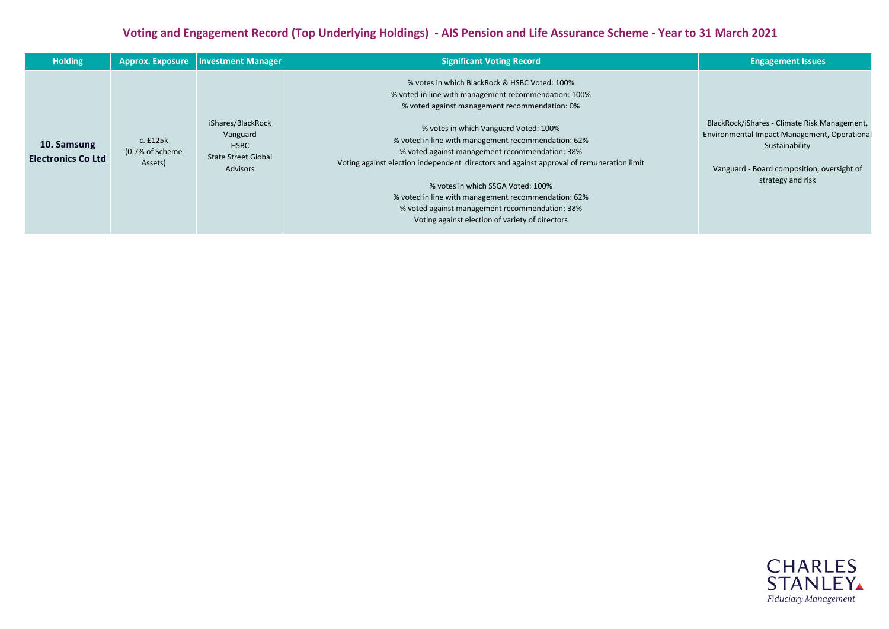# Voting and Engagement Record (Top Underlying Holdings) - AIS Pension and Life Assurance Scheme - Year to 31 March 2021

| Holding | Approx. Exposure | Investment Manager | Significant Voting Record | Engagement Issues |
|---|---|---|---|---|
| **10. Samsung Electronics Co Ltd** | c. £125k (0.7% of Scheme Assets) | iShares/BlackRock<br>Vanguard<br>HSBC<br>State Street Global Advisors | % votes in which BlackRock & HSBC Voted: 100%<br>% voted in line with management recommendation: 100%<br>% voted against management recommendation: 0%<br><br>% votes in which Vanguard Voted: 100%<br>% voted in line with management recommendation: 62%<br>% voted against management recommendation: 38%<br>Voting against election independent directors and against approval of remuneration limit<br><br>% votes in which SSGA Voted: 100%<br>% voted in line with management recommendation: 62%<br>% voted against management recommendation: 38%<br>Voting against election of variety of directors | BlackRock/iShares - Climate Risk Management, Environmental Impact Management, Operational Sustainability<br><br>Vanguard - Board composition, oversight of strategy and risk |

CHARLES STANLEY
Fiduciary Management